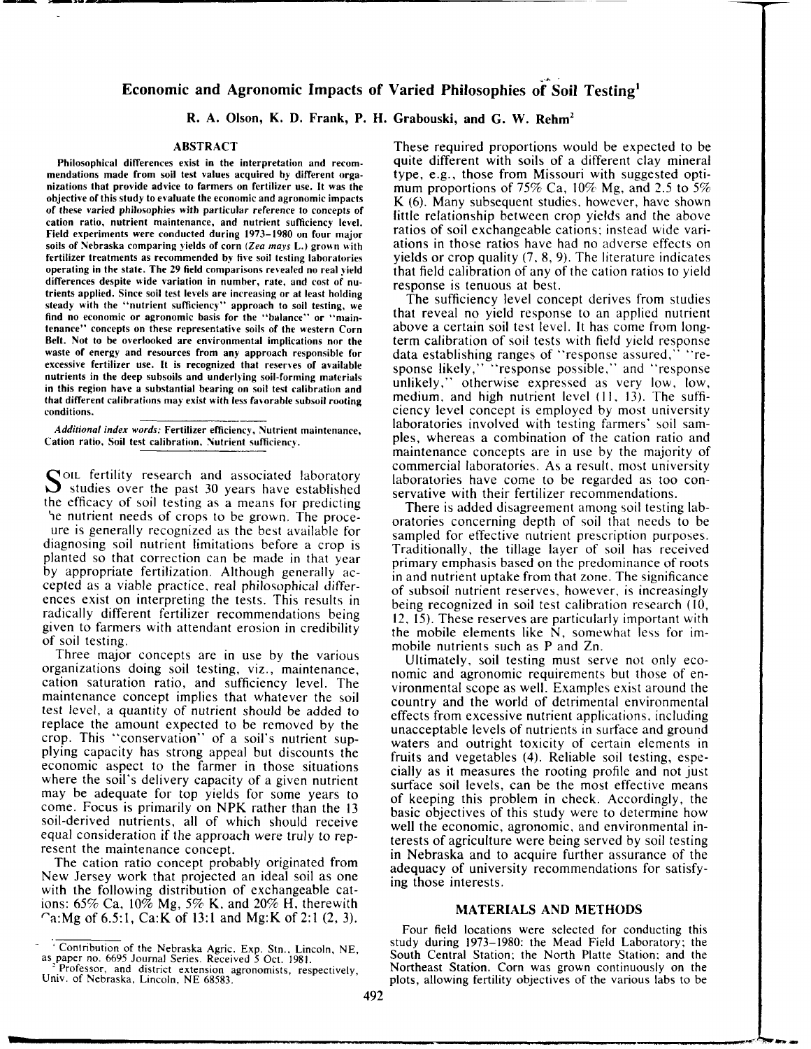# Economic and Agronomic Impacts of Varied Philosophies of Soil Testing[1]

**R. A. Olson, K. D. Frank, P. H. Grabouski, and G. W. Rehm[2]**

## ABSTRACT

**Philosophical differences exist in the interpretation and recommendations made from soil test values acquired by different organizations that provide advice to farmers on fertilizer use. It was the objective of this study to evaluate the economic and agronomic impacts of these varied philosophies with particular reference to concepts of cation ratio, nutrient maintenance, and nutrient sufficiency level. Field experiments were conducted during 1973–1980 on four major soils of Nebraska comparing yields of corn (*Zea mays* L.) grown with fertilizer treatments as recommended by five soil testing laboratories operating in the state. The 29 field comparisons revealed no real yield differences despite wide variation in number, rate, and cost of nutrients applied. Since soil test levels are increasing or at least holding steady with the "nutrient sufficiency" approach to soil testing, we find no economic or agronomic basis for the "balance" or "maintenance" concepts on these representative soils of the western Corn Belt. Not to be overlooked are environmental implications nor the waste of energy and resources from any approach responsible for excessive fertilizer use. It is recognized that reserves of available nutrients in the deep subsoils and underlying soil-forming materials in this region have a substantial bearing on soil test calibration and that different calibrations may exist with less favorable subsoil rooting conditions.**

*Additional index words:* Fertilizer efficiency, Nutrient maintenance, Cation ratio, Soil test calibration, Nutrient sufficiency.

Soil fertility research and associated laboratory studies over the past 30 years have established the efficacy of soil testing as a means for predicting the nutrient needs of crops to be grown. The procedure is generally recognized as the best available for diagnosing soil nutrient limitations before a crop is planted so that correction can be made in that year by appropriate fertilization. Although generally accepted as a viable practice, real philosophical differences exist on interpreting the tests. This results in radically different fertilizer recommendations being given to farmers with attendant erosion in credibility of soil testing.

Three major concepts are in use by the various organizations doing soil testing, viz., maintenance, cation saturation ratio, and sufficiency level. The maintenance concept implies that whatever the soil test level, a quantity of nutrient should be added to replace the amount expected to be removed by the crop. This "conservation" of a soil's nutrient supplying capacity has strong appeal but discounts the economic aspect to the farmer in those situations where the soil's delivery capacity of a given nutrient may be adequate for top yields for some years to come. Focus is primarily on NPK rather than the 13 soil-derived nutrients, all of which should receive equal consideration if the approach were truly to represent the maintenance concept.

The cation ratio concept probably originated from New Jersey work that projected an ideal soil as one with the following distribution of exchangeable cations: 65% Ca, 10% Mg, 5% K, and 20% H, therewith Ca:Mg of 6.5:1, Ca:K of 13:1 and Mg:K of 2:1 (2, 3). These required proportions would be expected to be quite different with soils of a different clay mineral type, e.g., those from Missouri with suggested optimum proportions of 75% Ca, 10% Mg, and 2.5 to 5% K (6). Many subsequent studies, however, have shown little relationship between crop yields and the above ratios of soil exchangeable cations; instead wide variations in those ratios have had no adverse effects on yields or crop quality (7, 8, 9). The literature indicates that field calibration of any of the cation ratios to yield response is tenuous at best.

The sufficiency level concept derives from studies that reveal no yield response to an applied nutrient above a certain soil test level. It has come from long-term calibration of soil tests with field yield response data establishing ranges of "response assured," "response likely," "response possible," and "response unlikely," otherwise expressed as very low, low, medium, and high nutrient level (11, 13). The sufficiency level concept is employed by most university laboratories involved with testing farmers' soil samples, whereas a combination of the cation ratio and maintenance concepts are in use by the majority of commercial laboratories. As a result, most university laboratories have come to be regarded as too conservative with their fertilizer recommendations.

There is added disagreement among soil testing laboratories concerning depth of soil that needs to be sampled for effective nutrient prescription purposes. Traditionally, the tillage layer of soil has received primary emphasis based on the predominance of roots in and nutrient uptake from that zone. The significance of subsoil nutrient reserves, however, is increasingly being recognized in soil test calibration research (10, 12, 15). These reserves are particularly important with the mobile elements like N, somewhat less for immobile nutrients such as P and Zn.

Ultimately, soil testing must serve not only economic and agronomic requirements but those of environmental scope as well. Examples exist around the country and the world of detrimental environmental effects from excessive nutrient applications, including unacceptable levels of nutrients in surface and ground waters and outright toxicity of certain elements in fruits and vegetables (4). Reliable soil testing, especially as it measures the rooting profile and not just surface soil levels, can be the most effective means of keeping this problem in check. Accordingly, the basic objectives of this study were to determine how well the economic, agronomic, and environmental interests of agriculture were being served by soil testing in Nebraska and to acquire further assurance of the adequacy of university recommendations for satisfying those interests.

## MATERIALS AND METHODS

Four field locations were selected for conducting this study during 1973–1980: the Mead Field Laboratory; the South Central Station; the North Platte Station; and the Northeast Station. Corn was grown continuously on the plots, allowing fertility objectives of the various labs to be

[1] Contribution of the Nebraska Agric. Exp. Stn., Lincoln, NE, as paper no. 6695 Journal Series. Received 5 Oct. 1981.

[2] Professor, and district extension agronomists, respectively, Univ. of Nebraska, Lincoln, NE 68583.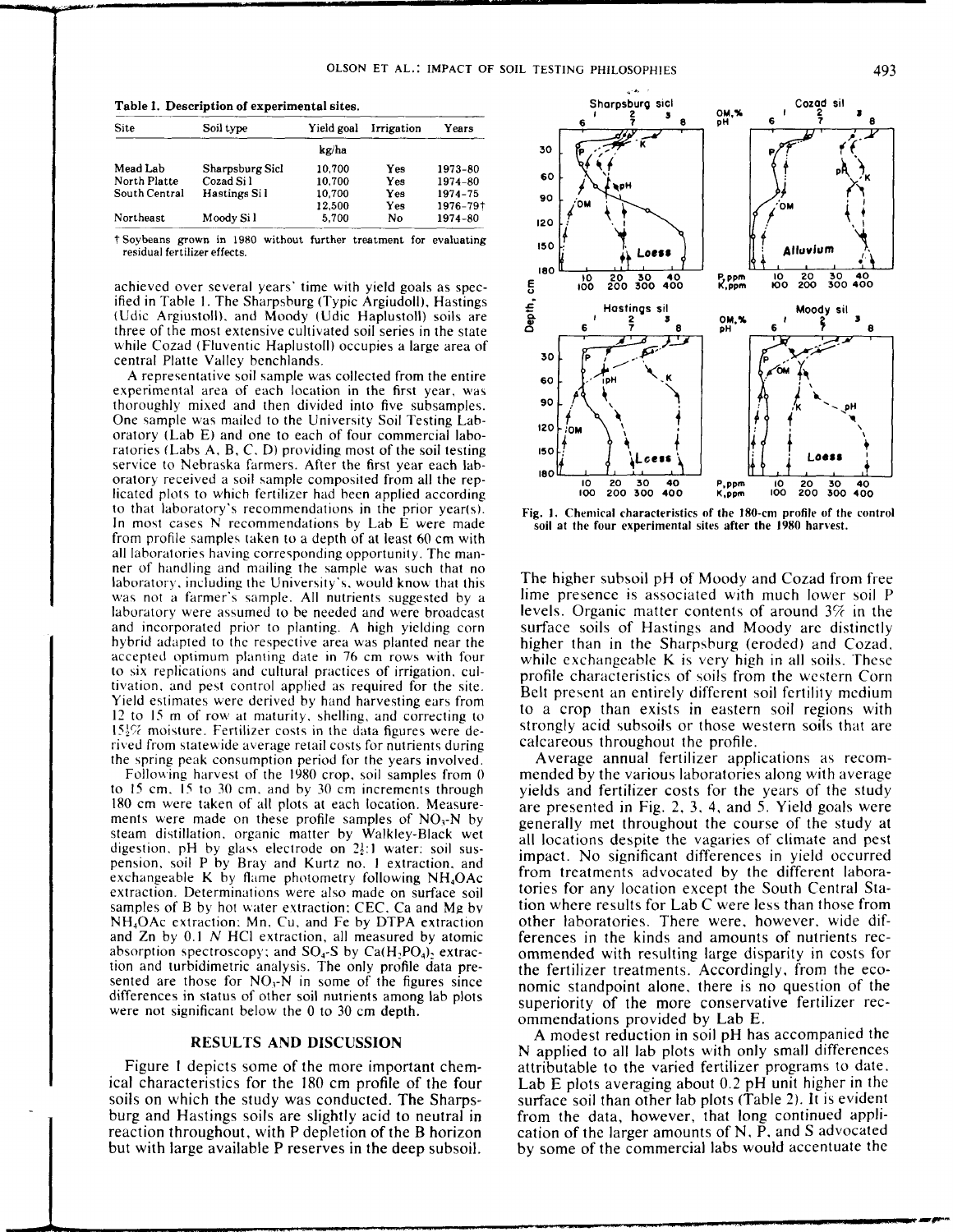Table 1. Description of experimental sites.

| Site | Soil type | Yield goal | Irrigation | Years |
|---|---|---|---|---|
| | | kg/ha | | |
| Mead Lab | Sharpsburg Sicl | 10,700 | Yes | 1973–80 |
| North Platte | Cozad Si l | 10,700 | Yes | 1974–80 |
| South Central | Hastings Si l | 10,700 | Yes | 1974–75 |
| | | 12,500 | Yes | 1976–79† |
| Northeast | Moody Si l | 5,700 | No | 1974–80 |

† Soybeans grown in 1980 without further treatment for evaluating residual fertilizer effects.

achieved over several years' time with yield goals as specified in Table 1. The Sharpsburg (Typic Argiudoll), Hastings (Udic Argiustoll), and Moody (Udic Haplustoll) soils are three of the most extensive cultivated soil series in the state while Cozad (Fluventic Haplustoll) occupies a large area of central Platte Valley benchlands.

A representative soil sample was collected from the entire experimental area of each location in the first year, was thoroughly mixed and then divided into five subsamples. One sample was mailed to the University Soil Testing Laboratory (Lab E) and one to each of four commercial laboratories (Labs A, B, C, D) providing most of the soil testing service to Nebraska farmers. After the first year each laboratory received a soil sample composited from all the replicated plots to which fertilizer had been applied according to that laboratory's recommendations in the prior year(s). In most cases N recommendations by Lab E were made from profile samples taken to a depth of at least 60 cm with all laboratories having corresponding opportunity. The manner of handling and mailing the sample was such that no laboratory, including the University's, would know that this was not a farmer's sample. All nutrients suggested by a laboratory were assumed to be needed and were broadcast and incorporated prior to planting. A high yielding corn hybrid adapted to the respective area was planted near the accepted optimum planting date in 76 cm rows with four to six replications and cultural practices of irrigation, cultivation, and pest control applied as required for the site. Yield estimates were derived by hand harvesting ears from 12 to 15 m of row at maturity, shelling, and correcting to 15½% moisture. Fertilizer costs in the data figures were derived from statewide average retail costs for nutrients during the spring peak consumption period for the years involved.

Following harvest of the 1980 crop, soil samples from 0 to 15 cm, 15 to 30 cm, and by 30 cm increments through 180 cm were taken of all plots at each location. Measurements were made on these profile samples of $NO_3$-N by steam distillation, organic matter by Walkley-Black wet digestion, pH by glass electrode on 2½:1 water: soil suspension, soil P by Bray and Kurtz no. 1 extraction, and exchangeable K by flame photometry following $NH_4OAc$ extraction. Determinations were also made on surface soil samples of B by hot water extraction; CEC, Ca and Mg by $NH_4OAc$ extraction; Mn, Cu, and Fe by DTPA extraction and Zn by 0.1 *N* HCl extraction, all measured by atomic absorption spectroscopy; and $SO_4$-S by $Ca(H_2PO_4)_2$ extraction and turbidimetric analysis. The only profile data presented are those for $NO_3$-N in some of the figures since differences in status of other soil nutrients among lab plots were not significant below the 0 to 30 cm depth.

## RESULTS AND DISCUSSION

Figure 1 depicts some of the more important chemical characteristics for the 180 cm profile of the four soils on which the study was conducted. The Sharpsburg and Hastings soils are slightly acid to neutral in reaction throughout, with P depletion of the B horizon but with large available P reserves in the deep subsoil. The higher subsoil pH of Moody and Cozad from free lime presence is associated with much lower soil P levels. Organic matter contents of around 3% in the surface soils of Hastings and Moody are distinctly higher than in the Sharpsburg (eroded) and Cozad, while exchangeable K is very high in all soils. These profile characteristics of soils from the western Corn Belt present an entirely different soil fertility medium to a crop than exists in eastern soil regions with strongly acid subsoils or those western soils that are calcareous throughout the profile.

Fig. 1. Chemical characteristics of the 180-cm profile of the control soil at the four experimental sites after the 1980 harvest.

Average annual fertilizer applications as recommended by the various laboratories along with average yields and fertilizer costs for the years of the study are presented in Fig. 2, 3, 4, and 5. Yield goals were generally met throughout the course of the study at all locations despite the vagaries of climate and pest impact. No significant differences in yield occurred from treatments advocated by the different laboratories for any location except the South Central Station where results for Lab C were less than those from other laboratories. There were, however, wide differences in the kinds and amounts of nutrients recommended with resulting large disparity in costs for the fertilizer treatments. Accordingly, from the economic standpoint alone, there is no question of the superiority of the more conservative fertilizer recommendations provided by Lab E.

A modest reduction in soil pH has accompanied the N applied to all lab plots with only small differences attributable to the varied fertilizer programs to date, Lab E plots averaging about 0.2 pH unit higher in the surface soil than other lab plots (Table 2). It is evident from the data, however, that long continued application of the larger amounts of N, P, and S advocated by some of the commercial labs would accentuate the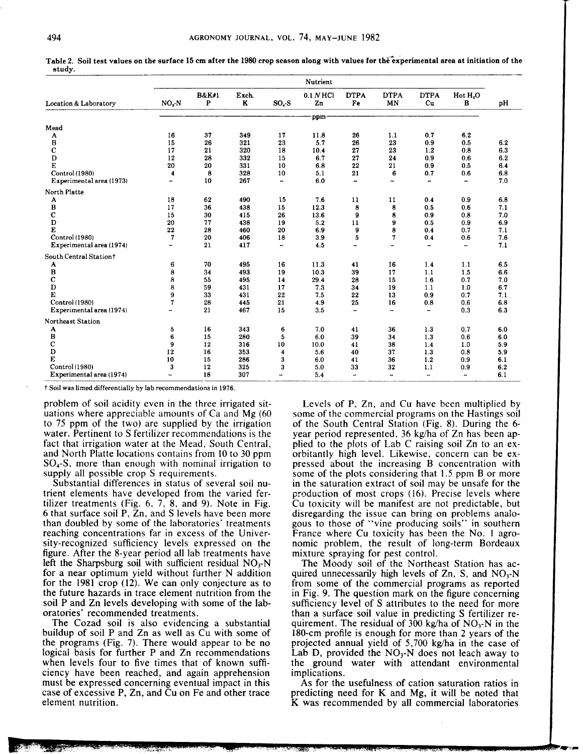Table 2. Soil test values on the surface 15 cm after the 1980 crop season along with values for the experimental area at initiation of the study.

| Location & Laboratory | Nutrient | | | | | | | | | |
|---|---|---|---|---|---|---|---|---|---|---|
| | $NO_3$-N | B&K#1 P | Exch. K | $SO_4$-S | 0.1 *N* HCl Zn | DTPA Fe | DTPA MN | DTPA Cu | Hot $H_2O$ B | pH |
| | ppm | | | | | | | | | |
| Mead | | | | | | | | | | |
| A | 16 | 37 | 349 | 17 | 11.8 | 26 | 1.1 | 0.7 | 6.2 | |
| B | 15 | 26 | 321 | 23 | 5.7 | 26 | 23 | 0.9 | 0.5 | 6.2 |
| C | 17 | 21 | 320 | 18 | 10.4 | 27 | 23 | 1.2 | 0.8 | 6.3 |
| D | 12 | 28 | 332 | 15 | 6.7 | 27 | 24 | 0.9 | 0.6 | 6.2 |
| E | 20 | 20 | 331 | 10 | 6.8 | 22 | 21 | 0.9 | 0.5 | 6.4 |
| Control (1980) | 4 | 8 | 328 | 10 | 5.1 | 21 | 6 | 0.7 | 0.6 | 6.8 |
| Experimental area (1973) | – | 10 | 267 | – | 6.0 | – | – | – | – | 7.0 |
| North Platte | | | | | | | | | | |
| A | 18 | 62 | 490 | 15 | 7.6 | 11 | 11 | 0.4 | 0.9 | 6.8 |
| B | 17 | 36 | 438 | 15 | 12.3 | 8 | 8 | 0.5 | 0.6 | 7.1 |
| C | 15 | 30 | 415 | 26 | 13.6 | 9 | 8 | 0.9 | 0.8 | 7.0 |
| D | 20 | 77 | 438 | 19 | 5.2 | 11 | 9 | 0.5 | 0.9 | 6.9 |
| E | 22 | 28 | 460 | 20 | 6.9 | 9 | 8 | 0.4 | 0.7 | 7.1 |
| Control (1980) | 7 | 20 | 406 | 18 | 3.9 | 5 | 7 | 0.4 | 0.6 | 7.6 |
| Experimental area (1974) | – | 21 | 417 | – | 4.5 | – | – | – | – | 7.1 |
| South Central Station† | | | | | | | | | | |
| A | 6 | 70 | 495 | 16 | 11.3 | 41 | 16 | 1.4 | 1.1 | 6.5 |
| B | 8 | 34 | 493 | 19 | 10.3 | 39 | 17 | 1.1 | 1.5 | 6.6 |
| C | 8 | 55 | 495 | 14 | 29.4 | 28 | 15 | 1.6 | 0.7 | 7.0 |
| D | 8 | 59 | 431 | 17 | 7.3 | 34 | 19 | 1.1 | 1.0 | 6.7 |
| E | 9 | 33 | 431 | 22 | 7.5 | 22 | 13 | 0.9 | 0.7 | 7.1 |
| Control (1980) | 7 | 28 | 445 | 21 | 4.9 | 25 | 16 | 0.8 | 0.6 | 6.8 |
| Experimental area (1974) | – | 21 | 467 | 15 | 3.5 | – | – | – | 0.3 | 6.3 |
| Northeast Station | | | | | | | | | | |
| A | 5 | 16 | 343 | 6 | 7.0 | 41 | 36 | 1.3 | 0.7 | 6.0 |
| B | 6 | 15 | 280 | 5 | 6.0 | 39 | 34 | 1.3 | 0.6 | 6.0 |
| C | 9 | 12 | 316 | 10 | 10.0 | 41 | 38 | 1.4 | 1.0 | 5.9 |
| D | 12 | 16 | 353 | 4 | 5.6 | 40 | 37 | 1.3 | 0.8 | 5.9 |
| E | 10 | 15 | 286 | 3 | 6.0 | 41 | 36 | 1.2 | 0.9 | 6.1 |
| Control (1980) | 3 | 12 | 325 | 3 | 5.0 | 33 | 32 | 1.1 | 0.9 | 6.2 |
| Experimental area (1974) | – | 18 | 307 | – | 5.4 | – | – | – | – | 6.1 |

† Soil was limed differentially by lab recommendations in 1976.

problem of soil acidity even in the three irrigated situations where appreciable amounts of Ca and Mg (60 to 75 ppm of the two) are supplied by the irrigation water. Pertinent to S fertilizer recommendations is the fact that irrigation water at the Mead, South Central, and North Platte locations contains from 10 to 30 ppm $SO_4$-S, more than enough with nominal irrigation to supply all possible crop S requirements.

Substantial differences in status of several soil nutrient elements have developed from the varied fertilizer treatments (Fig. 6, 7, 8, and 9). Note in Fig. 6 that surface soil P, Zn, and S levels have been more than doubled by some of the laboratories' treatments reaching concentrations far in excess of the University-recognized sufficiency levels expressed on the figure. After the 8-year period all lab treatments have left the Sharpsburg soil with sufficient residual $NO_3$-N for a near optimum yield without further N addition for the 1981 crop (12). We can only conjecture as to the future hazards in trace element nutrition from the soil P and Zn levels developing with some of the laboratories' recommended treatments.

The Cozad soil is also evidencing a substantial buildup of soil P and Zn as well as Cu with some of the programs (Fig. 7). There would appear to be no logical basis for further P and Zn recommendations when levels four to five times that of known sufficiency have been reached, and again apprehension must be expressed concerning eventual impact in this case of excessive P, Zn, and Cu on Fe and other trace element nutrition.

Levels of P, Zn, and Cu have been multiplied by some of the commercial programs on the Hastings soil of the South Central Station (Fig. 8). During the 6-year period represented, 36 kg/ha of Zn has been applied to the plots of Lab C raising soil Zn to an exorbitantly high level. Likewise, concern can be expressed about the increasing B concentration with some of the plots considering that 1.5 ppm B or more in the saturation extract of soil may be unsafe for the production of most crops (16). Precise levels where Cu toxicity will be manifest are not predictable, but disregarding the issue can bring on problems analogous to those of "vine producing soils" in southern France where Cu toxicity has been the No. 1 agronomic problem, the result of long-term Bordeaux mixture spraying for pest control.

The Moody soil of the Northeast Station has acquired unnecessarily high levels of Zn, S, and $NO_3$-N from some of the commercial programs as reported in Fig. 9. The question mark on the figure concerning sufficiency level of S attributes to the need for more than a surface soil value in predicting S fertilizer requirement. The residual of 300 kg/ha of $NO_3$-N in the 180-cm profile is enough for more than 2 years of the projected annual yield of 5,700 kg/ha in the case of Lab D, provided the $NO_3$-N does not leach away to the ground water with attendant environmental implications.

As for the usefulness of cation saturation ratios in predicting need for K and Mg, it will be noted that K was recommended by all commercial laboratories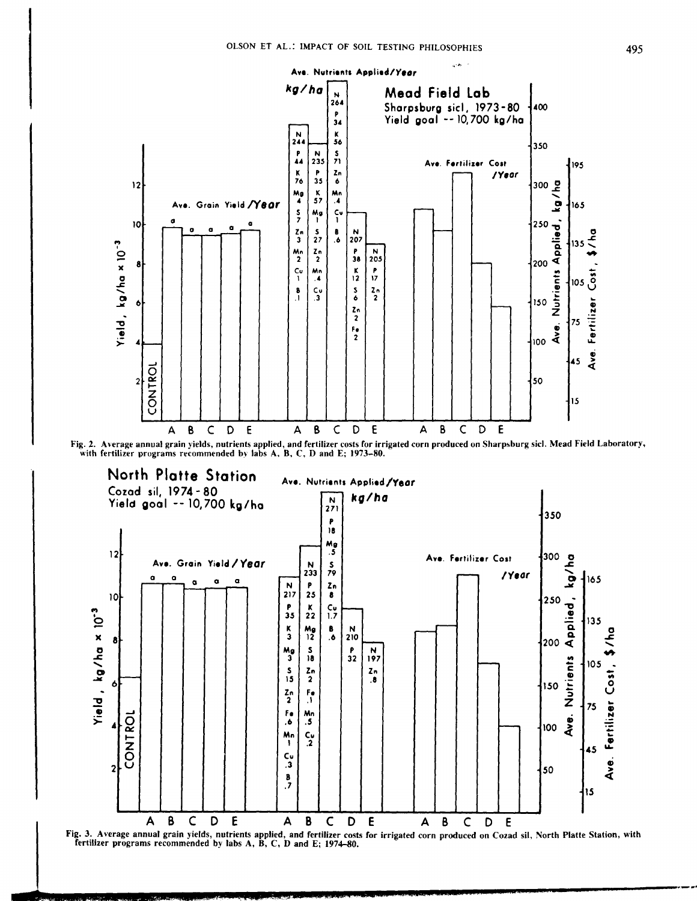Fig. 2. Average annual grain yields, nutrients applied, and fertilizer costs for irrigated corn produced on Sharpsburg sicl. Mead Field Laboratory, with fertilizer programs recommended by labs A, B, C, D and E; 1973–80.

Fig. 3. Average annual grain yields, nutrients applied, and fertilizer costs for irrigated corn produced on Cozad sil, North Platte Station, with fertilizer programs recommended by labs A, B, C, D and E; 1974–80.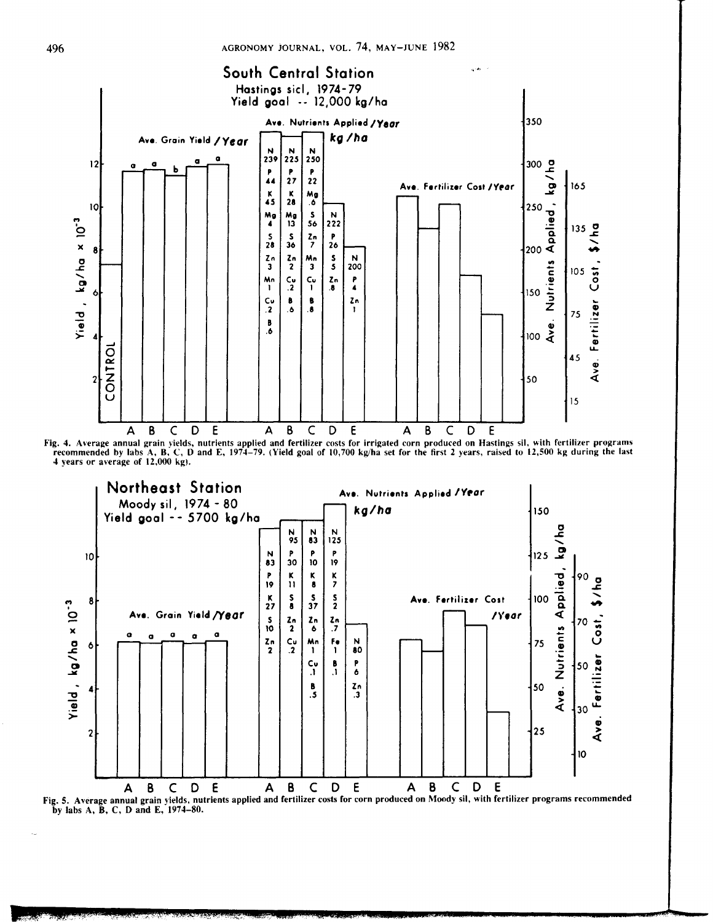Fig. 4. Average annual grain yields, nutrients applied and fertilizer costs for irrigated corn produced on Hastings sil, with fertilizer programs recommended by labs A, B, C, D and E, 1974–79. (Yield goal of 10,700 kg/ha set for the first 2 years, raised to 12,500 kg during the last 4 years or average of 12,000 kg).

Fig. 5. Average annual grain yields, nutrients applied and fertilizer costs for corn produced on Moody sil, with fertilizer programs recommended by labs A, B, C, D and E, 1974–80.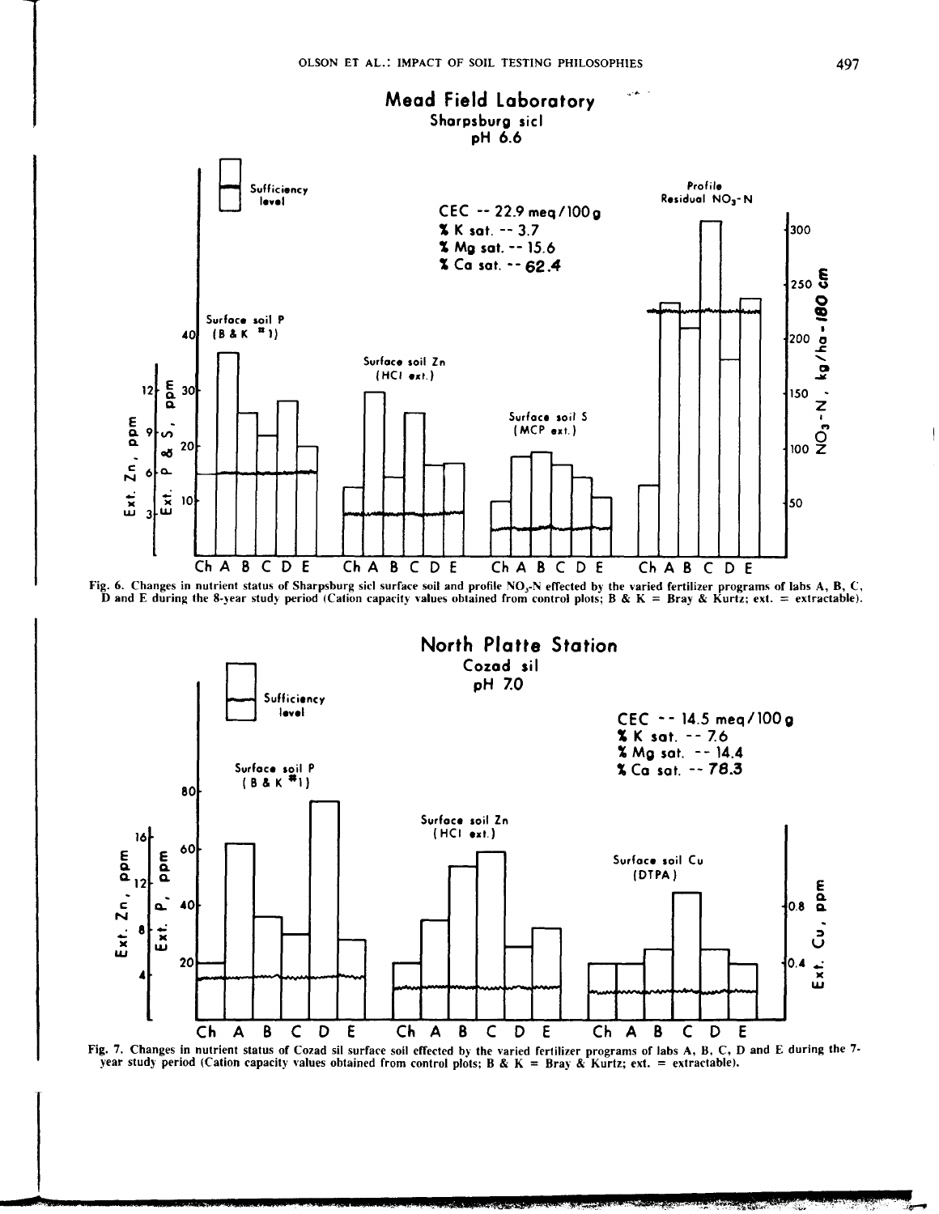Fig. 6. Changes in nutrient status of Sharpsburg sicl surface soil and profile $NO_3$-N effected by the varied fertilizer programs of labs A, B, C, D and E during the 8-year study period (Cation capacity values obtained from control plots; B & K = Bray & Kurtz; ext. = extractable).

Fig. 7. Changes in nutrient status of Cozad sil surface soil effected by the varied fertilizer programs of labs A, B, C, D and E during the 7-year study period (Cation capacity values obtained from control plots; B & K = Bray & Kurtz; ext. = extractable).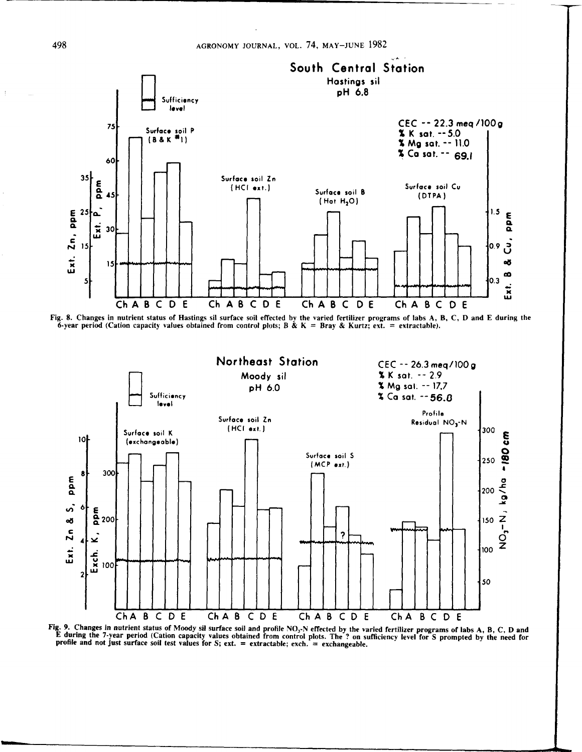Fig. 8. Changes in nutrient status of Hastings sil surface soil effected by the varied fertilizer programs of labs A, B, C, D and E during the 6-year period (Cation capacity values obtained from control plots; B & K = Bray & Kurtz; ext. = extractable).

Fig. 9. Changes in nutrient status of Moody sil surface soil and profile $NO_3$-N effected by the varied fertilizer programs of labs A, B, C, D and E during the 7-year period (Cation capacity values obtained from control plots. The ? on sufficiency level for S prompted by the need for profile and not just surface soil test values for S; ext. = extractable; exch. = exchangeable.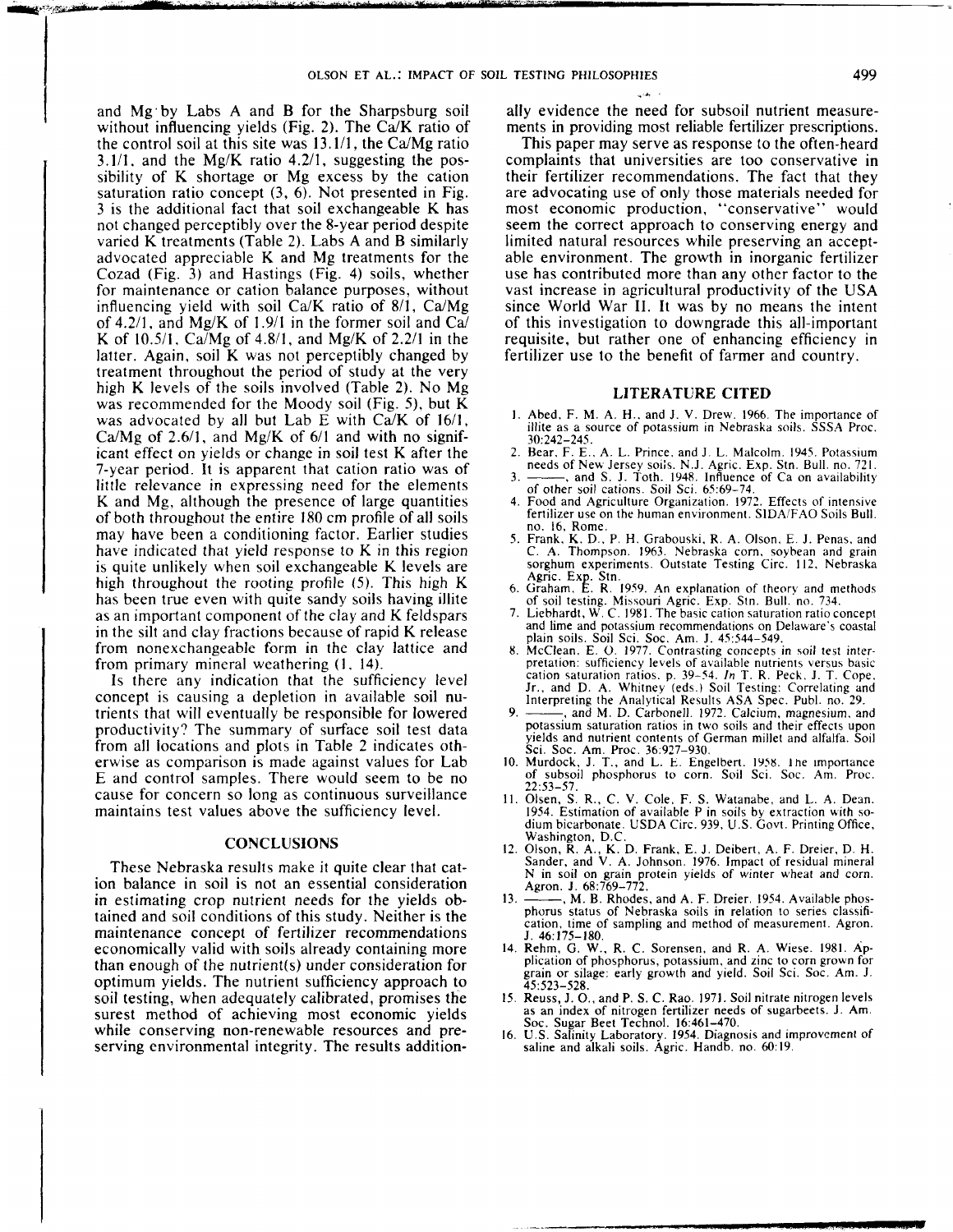and Mg by Labs A and B for the Sharpsburg soil without influencing yields (Fig. 2). The Ca/K ratio of the control soil at this site was 13.1/1, the Ca/Mg ratio 3.1/1, and the Mg/K ratio 4.2/1, suggesting the possibility of K shortage or Mg excess by the cation saturation ratio concept (3, 6). Not presented in Fig. 3 is the additional fact that soil exchangeable K has not changed perceptibly over the 8-year period despite varied K treatments (Table 2). Labs A and B similarly advocated appreciable K and Mg treatments for the Cozad (Fig. 3) and Hastings (Fig. 4) soils, whether for maintenance or cation balance purposes, without influencing yield with soil Ca/K ratio of 8/1, Ca/Mg of 4.2/1, and Mg/K of 1.9/1 in the former soil and Ca/K of 10.5/1, Ca/Mg of 4.8/1, and Mg/K of 2.2/1 in the latter. Again, soil K was not perceptibly changed by treatment throughout the period of study at the very high K levels of the soils involved (Table 2). No Mg was recommended for the Moody soil (Fig. 5), but K was advocated by all but Lab E with Ca/K of 16/1, Ca/Mg of 2.6/1, and Mg/K of 6/1 and with no significant effect on yields or change in soil test K after the 7-year period. It is apparent that cation ratio was of little relevance in expressing need for the elements K and Mg, although the presence of large quantities of both throughout the entire 180 cm profile of all soils may have been a conditioning factor. Earlier studies have indicated that yield response to K in this region is quite unlikely when soil exchangeable K levels are high throughout the rooting profile (5). This high K has been true even with quite sandy soils having illite as an important component of the clay and K feldspars in the silt and clay fractions because of rapid K release from nonexchangeable form in the clay lattice and from primary mineral weathering (1, 14).

Is there any indication that the sufficiency level concept is causing a depletion in available soil nutrients that will eventually be responsible for lowered productivity? The summary of surface soil test data from all locations and plots in Table 2 indicates otherwise as comparison is made against values for Lab E and control samples. There would seem to be no cause for concern so long as continuous surveillance maintains test values above the sufficiency level.

## CONCLUSIONS

These Nebraska results make it quite clear that cation balance in soil is not an essential consideration in estimating crop nutrient needs for the yields obtained and soil conditions of this study. Neither is the maintenance concept of fertilizer recommendations economically valid with soils already containing more than enough of the nutrient(s) under consideration for optimum yields. The nutrient sufficiency approach to soil testing, when adequately calibrated, promises the surest method of achieving most economic yields while conserving non-renewable resources and preserving environmental integrity. The results additionally evidence the need for subsoil nutrient measurements in providing most reliable fertilizer prescriptions.

This paper may serve as response to the often-heard complaints that universities are too conservative in their fertilizer recommendations. The fact that they are advocating use of only those materials needed for most economic production, "conservative" would seem the correct approach to conserving energy and limited natural resources while preserving an acceptable environment. The growth in inorganic fertilizer use has contributed more than any other factor to the vast increase in agricultural productivity of the USA since World War II. It was by no means the intent of this investigation to downgrade this all-important requisite, but rather one of enhancing efficiency in fertilizer use to the benefit of farmer and country.

## LITERATURE CITED

1. Abed, F. M. A. H., and J. V. Drew. 1966. The importance of illite as a source of potassium in Nebraska soils. SSSA Proc. 30:242–245.
2. Bear, F. E., A. L. Prince, and J. L. Malcolm. 1945. Potassium needs of New Jersey soils. N.J. Agric. Exp. Stn. Bull. no. 721.
3. ———, and S. J. Toth. 1948. Influence of Ca on availability of other soil cations. Soil Sci. 65:69–74.
4. Food and Agriculture Organization. 1972. Effects of intensive fertilizer use on the human environment. SIDA/FAO Soils Bull. no. 16, Rome.
5. Frank, K. D., P. H. Grabouski, R. A. Olson, E. J. Penas, and C. A. Thompson. 1963. Nebraska corn, soybean and grain sorghum experiments. Outstate Testing Circ. 112, Nebraska Agric. Exp. Stn.
6. Graham, E. R. 1959. An explanation of theory and methods of soil testing. Missouri Agric. Exp. Stn. Bull. no. 734.
7. Liebhardt, W. C. 1981. The basic cation saturation ratio concept and lime and potassium recommendations on Delaware's coastal plain soils. Soil Sci. Soc. Am. J. 45:544–549.
8. McClean, E. O. 1977. Contrasting concepts in soil test interpretation: sufficiency levels of available nutrients versus basic cation saturation ratios. p. 39–54. *In* T. R. Peck, J. T. Cope, Jr., and D. A. Whitney (eds.) Soil Testing: Correlating and Interpreting the Analytical Results ASA Spec. Publ. no. 29.
9. ———, and M. D. Carbonell. 1972. Calcium, magnesium, and potassium saturation ratios in two soils and their effects upon yields and nutrient contents of German millet and alfalfa. Soil Sci. Soc. Am. Proc. 36:927–930.
10. Murdock, J. T., and L. E. Engelbert. 1958. The importance of subsoil phosphorus to corn. Soil Sci. Soc. Am. Proc. 22:53–57.
11. Olsen, S. R., C. V. Cole, F. S. Watanabe, and L. A. Dean. 1954. Estimation of available P in soils by extraction with sodium bicarbonate. USDA Circ. 939, U.S. Govt. Printing Office, Washington, D.C.
12. Olson, R. A., K. D. Frank, E. J. Deibert, A. F. Dreier, D. H. Sander, and V. A. Johnson. 1976. Impact of residual mineral N in soil on grain protein yields of winter wheat and corn. Agron. J. 68:769–772.
13. ———, M. B. Rhodes, and A. F. Dreier. 1954. Available phosphorus status of Nebraska soils in relation to series classification, time of sampling and method of measurement. Agron. J. 46:175–180.
14. Rehm, G. W., R. C. Sorensen, and R. A. Wiese. 1981. Application of phosphorus, potassium, and zinc to corn grown for grain or silage: early growth and yield. Soil Sci. Soc. Am. J. 45:523–528.
15. Reuss, J. O., and P. S. C. Rao. 1971. Soil nitrate nitrogen levels as an index of nitrogen fertilizer needs of sugarbeets. J. Am. Soc. Sugar Beet Technol. 16:461–470.
16. U.S. Salinity Laboratory. 1954. Diagnosis and improvement of saline and alkali soils. Agric. Handb. no. 60:19.